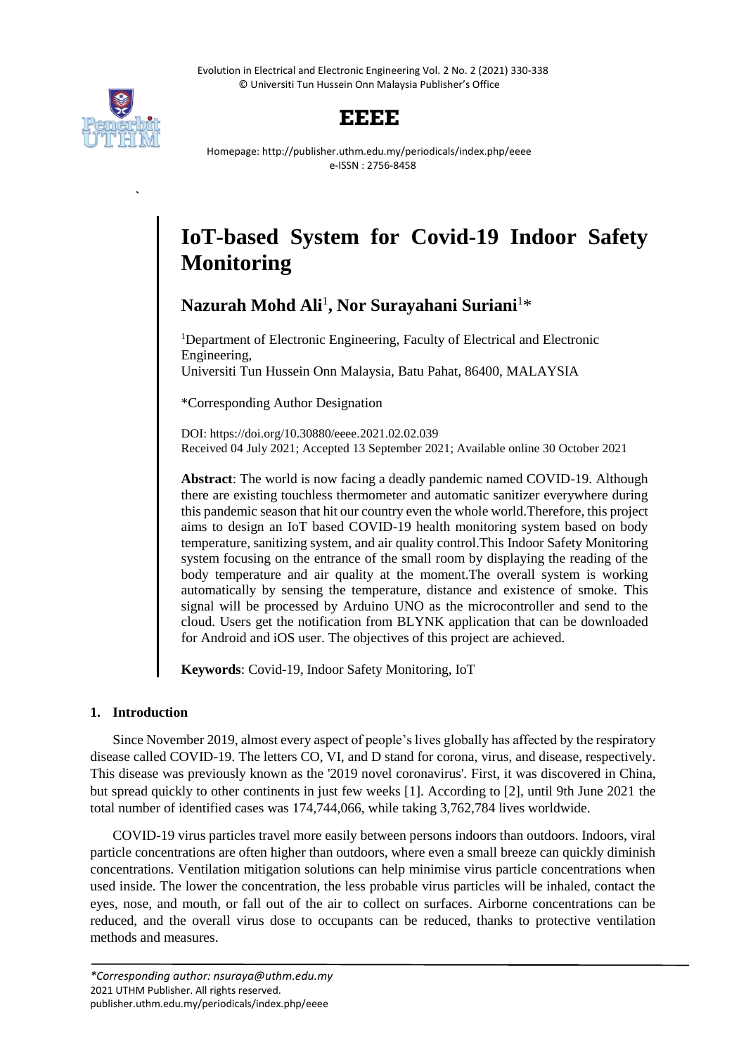# IoT-based System for Covid-19 Indoor Safety Monitoring

**Nazurah Mohd Ali**[1]**, Nor Surayahani Suriani**[1]*

[1]Department of Electronic Engineering, Faculty of Electrical and Electronic Engineering,
Universiti Tun Hussein Onn Malaysia, Batu Pahat, 86400, MALAYSIA

*Corresponding Author Designation

DOI: https://doi.org/10.30880/eeee.2021.02.02.039
Received 04 July 2021; Accepted 13 September 2021; Available online 30 October 2021

**Abstract**: The world is now facing a deadly pandemic named COVID-19. Although there are existing touchless thermometer and automatic sanitizer everywhere during this pandemic season that hit our country even the whole world.Therefore, this project aims to design an IoT based COVID-19 health monitoring system based on body temperature, sanitizing system, and air quality control.This Indoor Safety Monitoring system focusing on the entrance of the small room by displaying the reading of the body temperature and air quality at the moment.The overall system is working automatically by sensing the temperature, distance and existence of smoke. This signal will be processed by Arduino UNO as the microcontroller and send to the cloud. Users get the notification from BLYNK application that can be downloaded for Android and iOS user. The objectives of this project are achieved.

**Keywords**: Covid-19, Indoor Safety Monitoring, IoT

## 1. Introduction

Since November 2019, almost every aspect of people's lives globally has affected by the respiratory disease called COVID-19. The letters CO, VI, and D stand for corona, virus, and disease, respectively. This disease was previously known as the '2019 novel coronavirus'. First, it was discovered in China, but spread quickly to other continents in just few weeks [1]. According to [2], until 9th June 2021 the total number of identified cases was 174,744,066, while taking 3,762,784 lives worldwide.

COVID-19 virus particles travel more easily between persons indoors than outdoors. Indoors, viral particle concentrations are often higher than outdoors, where even a small breeze can quickly diminish concentrations. Ventilation mitigation solutions can help minimise virus particle concentrations when used inside. The lower the concentration, the less probable virus particles will be inhaled, contact the eyes, nose, and mouth, or fall out of the air to collect on surfaces. Airborne concentrations can be reduced, and the overall virus dose to occupants can be reduced, thanks to protective ventilation methods and measures.

*\*Corresponding author: nsuraya@uthm.edu.my*
2021 UTHM Publisher. All rights reserved.
publisher.uthm.edu.my/periodicals/index.php/eeee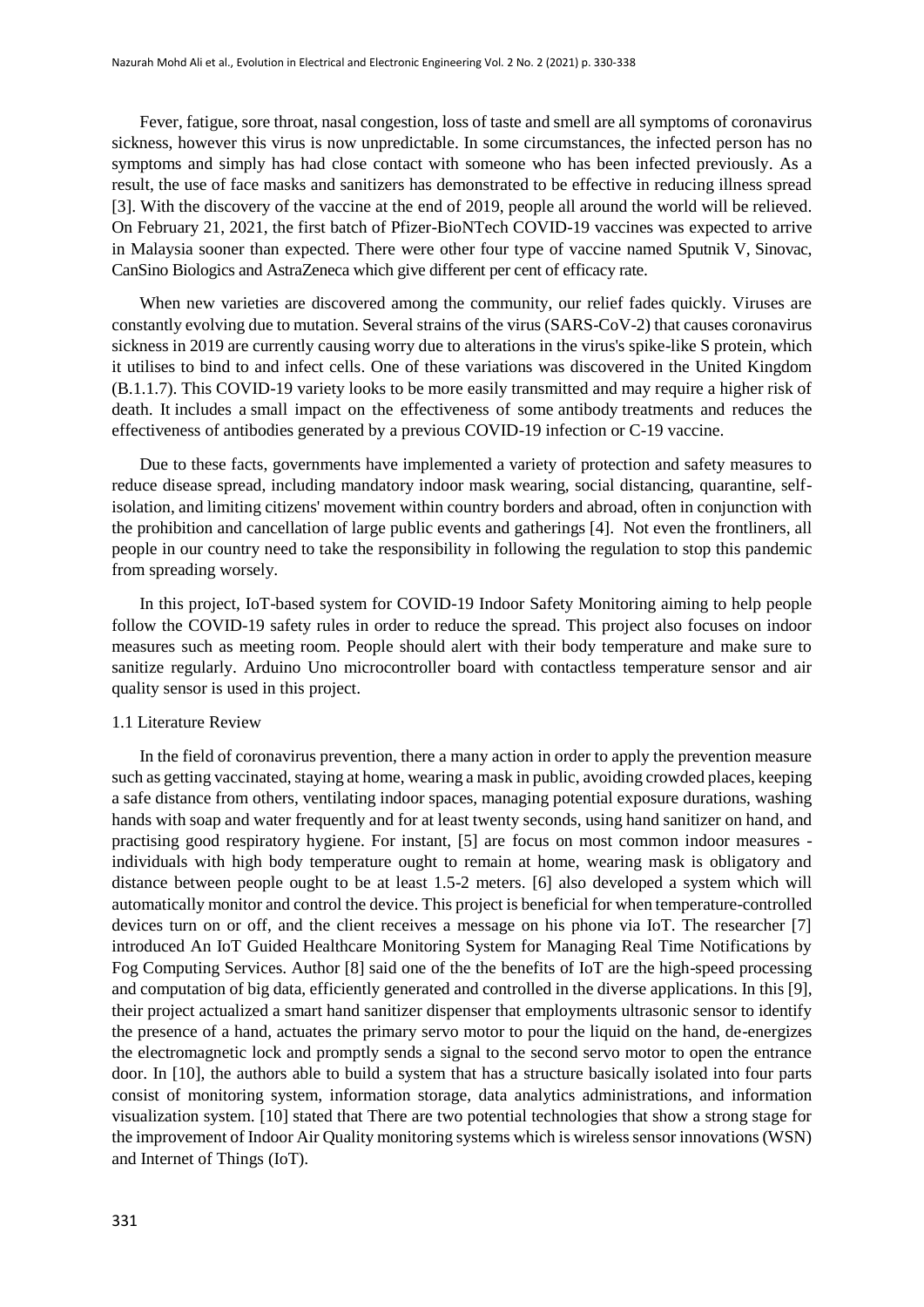Fever, fatigue, sore throat, nasal congestion, loss of taste and smell are all symptoms of coronavirus sickness, however this virus is now unpredictable. In some circumstances, the infected person has no symptoms and simply has had close contact with someone who has been infected previously. As a result, the use of face masks and sanitizers has demonstrated to be effective in reducing illness spread [3]. With the discovery of the vaccine at the end of 2019, people all around the world will be relieved. On February 21, 2021, the first batch of Pfizer-BioNTech COVID-19 vaccines was expected to arrive in Malaysia sooner than expected. There were other four type of vaccine named Sputnik V, Sinovac, CanSino Biologics and AstraZeneca which give different per cent of efficacy rate.

When new varieties are discovered among the community, our relief fades quickly. Viruses are constantly evolving due to mutation. Several strains of the virus (SARS-CoV-2) that causes coronavirus sickness in 2019 are currently causing worry due to alterations in the virus's spike-like S protein, which it utilises to bind to and infect cells. One of these variations was discovered in the United Kingdom (B.1.1.7). This COVID-19 variety looks to be more easily transmitted and may require a higher risk of death. It includes a small impact on the effectiveness of some antibody treatments and reduces the effectiveness of antibodies generated by a previous COVID-19 infection or C-19 vaccine.

Due to these facts, governments have implemented a variety of protection and safety measures to reduce disease spread, including mandatory indoor mask wearing, social distancing, quarantine, self-isolation, and limiting citizens' movement within country borders and abroad, often in conjunction with the prohibition and cancellation of large public events and gatherings [4]. Not even the frontliners, all people in our country need to take the responsibility in following the regulation to stop this pandemic from spreading worsely.

In this project, IoT-based system for COVID-19 Indoor Safety Monitoring aiming to help people follow the COVID-19 safety rules in order to reduce the spread. This project also focuses on indoor measures such as meeting room. People should alert with their body temperature and make sure to sanitize regularly. Arduino Uno microcontroller board with contactless temperature sensor and air quality sensor is used in this project.

### 1.1 Literature Review

In the field of coronavirus prevention, there a many action in order to apply the prevention measure such as getting vaccinated, staying at home, wearing a mask in public, avoiding crowded places, keeping a safe distance from others, ventilating indoor spaces, managing potential exposure durations, washing hands with soap and water frequently and for at least twenty seconds, using hand sanitizer on hand, and practising good respiratory hygiene. For instant, [5] are focus on most common indoor measures - individuals with high body temperature ought to remain at home, wearing mask is obligatory and distance between people ought to be at least 1.5-2 meters. [6] also developed a system which will automatically monitor and control the device. This project is beneficial for when temperature-controlled devices turn on or off, and the client receives a message on his phone via IoT. The researcher [7] introduced An IoT Guided Healthcare Monitoring System for Managing Real Time Notifications by Fog Computing Services. Author [8] said one of the the benefits of IoT are the high-speed processing and computation of big data, efficiently generated and controlled in the diverse applications. In this [9], their project actualized a smart hand sanitizer dispenser that employments ultrasonic sensor to identify the presence of a hand, actuates the primary servo motor to pour the liquid on the hand, de-energizes the electromagnetic lock and promptly sends a signal to the second servo motor to open the entrance door. In [10], the authors able to build a system that has a structure basically isolated into four parts consist of monitoring system, information storage, data analytics administrations, and information visualization system. [10] stated that There are two potential technologies that show a strong stage for the improvement of Indoor Air Quality monitoring systems which is wireless sensor innovations (WSN) and Internet of Things (IoT).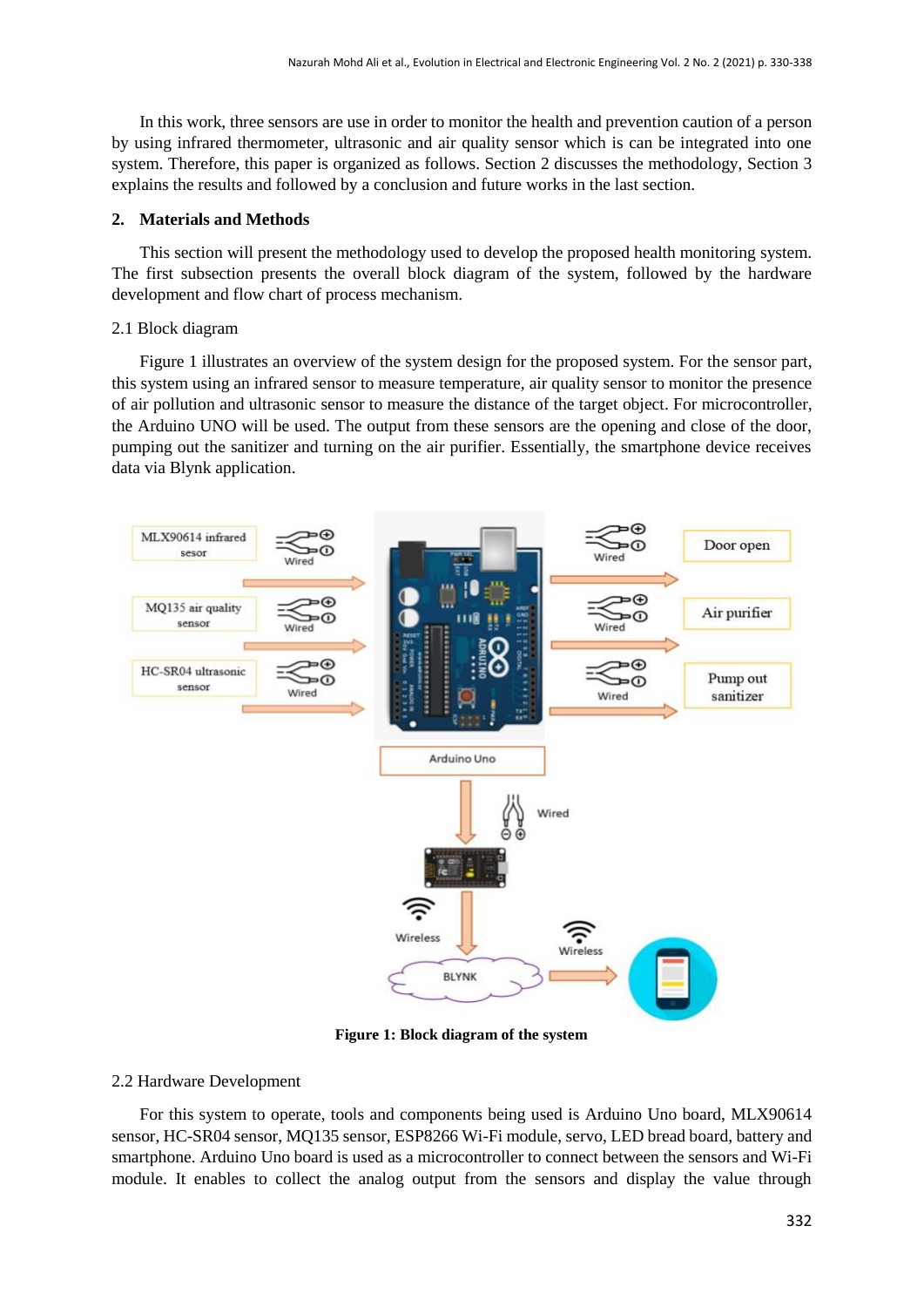In this work, three sensors are use in order to monitor the health and prevention caution of a person by using infrared thermometer, ultrasonic and air quality sensor which is can be integrated into one system. Therefore, this paper is organized as follows. Section 2 discusses the methodology, Section 3 explains the results and followed by a conclusion and future works in the last section.

## 2. Materials and Methods

This section will present the methodology used to develop the proposed health monitoring system. The first subsection presents the overall block diagram of the system, followed by the hardware development and flow chart of process mechanism.

### 2.1 Block diagram

Figure 1 illustrates an overview of the system design for the proposed system. For the sensor part, this system using an infrared sensor to measure temperature, air quality sensor to monitor the presence of air pollution and ultrasonic sensor to measure the distance of the target object. For microcontroller, the Arduino UNO will be used. The output from these sensors are the opening and close of the door, pumping out the sanitizer and turning on the air purifier. Essentially, the smartphone device receives data via Blynk application.

**Figure 1: Block diagram of the system**

### 2.2 Hardware Development

For this system to operate, tools and components being used is Arduino Uno board, MLX90614 sensor, HC-SR04 sensor, MQ135 sensor, ESP8266 Wi-Fi module, servo, LED bread board, battery and smartphone. Arduino Uno board is used as a microcontroller to connect between the sensors and Wi-Fi module. It enables to collect the analog output from the sensors and display the value through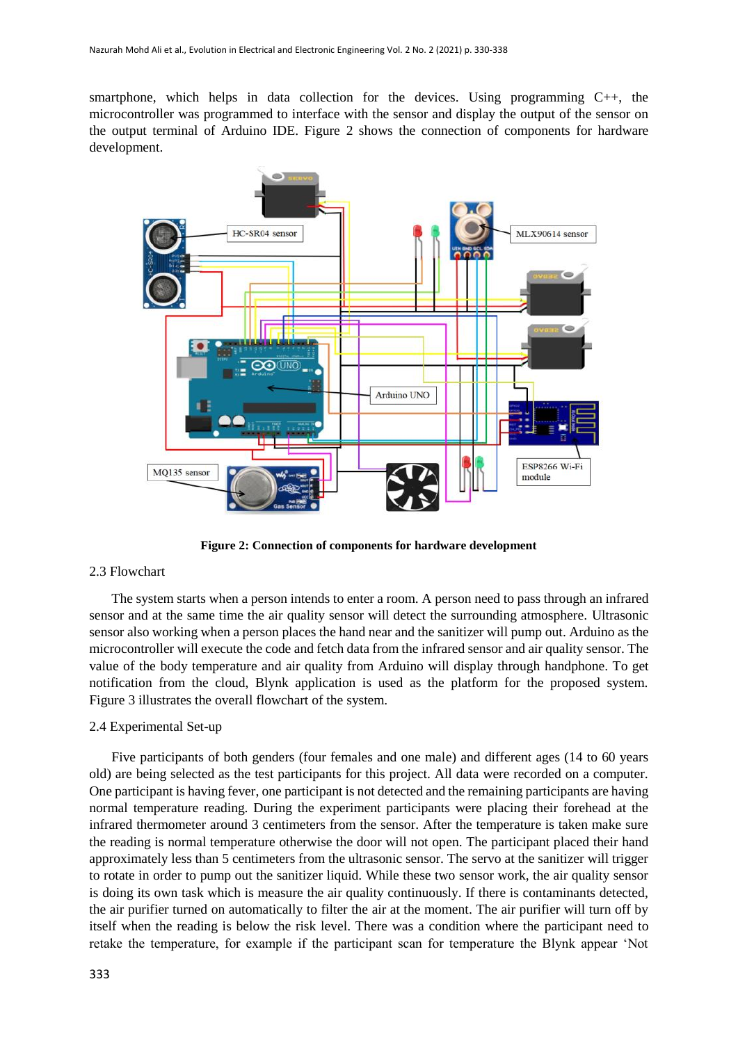smartphone, which helps in data collection for the devices. Using programming C++, the microcontroller was programmed to interface with the sensor and display the output of the sensor on the output terminal of Arduino IDE. Figure 2 shows the connection of components for hardware development.

**Figure 2: Connection of components for hardware development**

## 2.3 Flowchart

The system starts when a person intends to enter a room. A person need to pass through an infrared sensor and at the same time the air quality sensor will detect the surrounding atmosphere. Ultrasonic sensor also working when a person places the hand near and the sanitizer will pump out. Arduino as the microcontroller will execute the code and fetch data from the infrared sensor and air quality sensor. The value of the body temperature and air quality from Arduino will display through handphone. To get notification from the cloud, Blynk application is used as the platform for the proposed system. Figure 3 illustrates the overall flowchart of the system.

## 2.4 Experimental Set-up

Five participants of both genders (four females and one male) and different ages (14 to 60 years old) are being selected as the test participants for this project. All data were recorded on a computer. One participant is having fever, one participant is not detected and the remaining participants are having normal temperature reading. During the experiment participants were placing their forehead at the infrared thermometer around 3 centimeters from the sensor. After the temperature is taken make sure the reading is normal temperature otherwise the door will not open. The participant placed their hand approximately less than 5 centimeters from the ultrasonic sensor. The servo at the sanitizer will trigger to rotate in order to pump out the sanitizer liquid. While these two sensor work, the air quality sensor is doing its own task which is measure the air quality continuously. If there is contaminants detected, the air purifier turned on automatically to filter the air at the moment. The air purifier will turn off by itself when the reading is below the risk level. There was a condition where the participant need to retake the temperature, for example if the participant scan for temperature the Blynk appear 'Not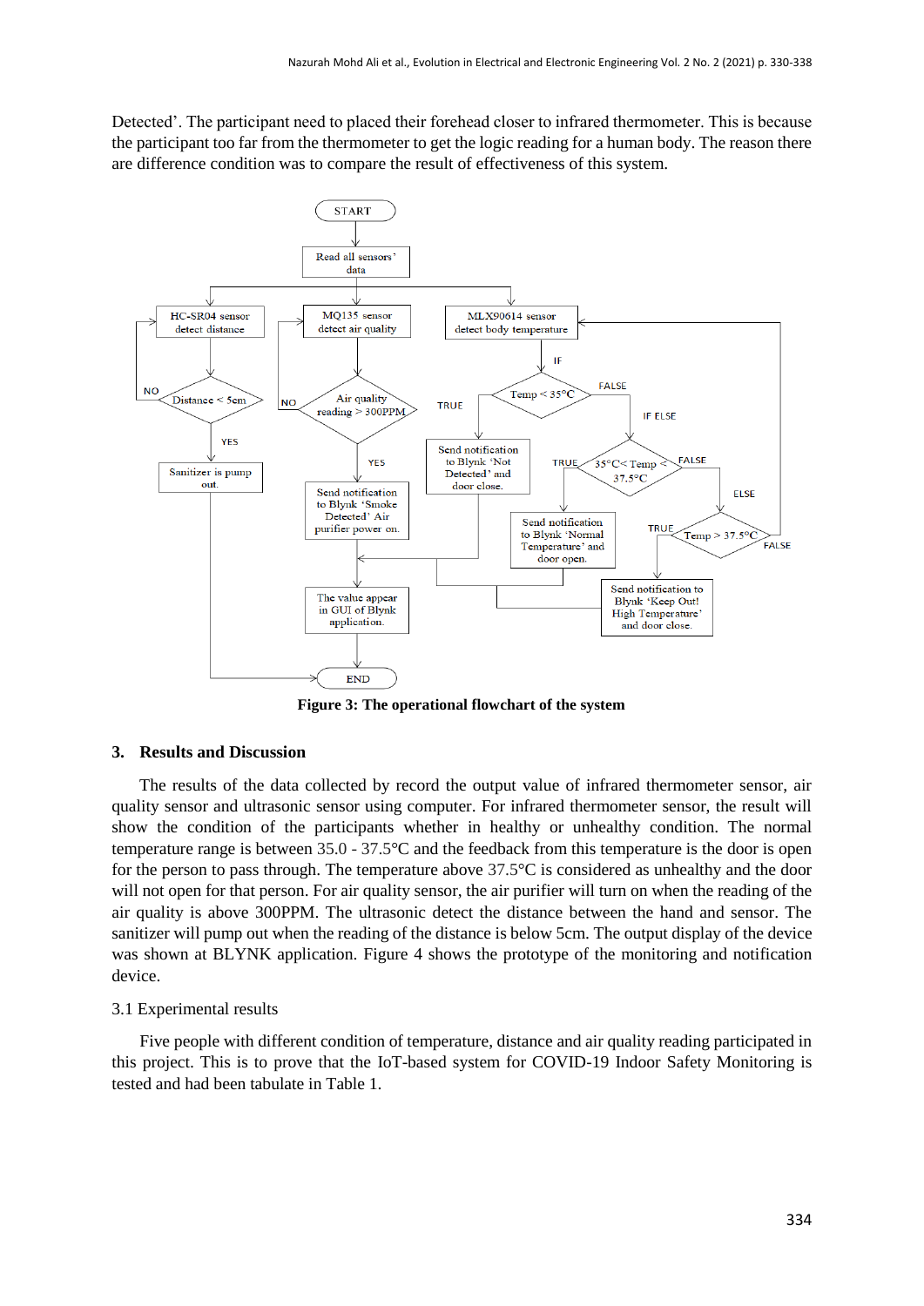Detected'. The participant need to placed their forehead closer to infrared thermometer. This is because the participant too far from the thermometer to get the logic reading for a human body. The reason there are difference condition was to compare the result of effectiveness of this system.

**Figure 3: The operational flowchart of the system**

## 3. Results and Discussion

The results of the data collected by record the output value of infrared thermometer sensor, air quality sensor and ultrasonic sensor using computer. For infrared thermometer sensor, the result will show the condition of the participants whether in healthy or unhealthy condition. The normal temperature range is between 35.0 - 37.5°C and the feedback from this temperature is the door is open for the person to pass through. The temperature above 37.5°C is considered as unhealthy and the door will not open for that person. For air quality sensor, the air purifier will turn on when the reading of the air quality is above 300PPM. The ultrasonic detect the distance between the hand and sensor. The sanitizer will pump out when the reading of the distance is below 5cm. The output display of the device was shown at BLYNK application. Figure 4 shows the prototype of the monitoring and notification device.

### 3.1 Experimental results

Five people with different condition of temperature, distance and air quality reading participated in this project. This is to prove that the IoT-based system for COVID-19 Indoor Safety Monitoring is tested and had been tabulate in Table 1.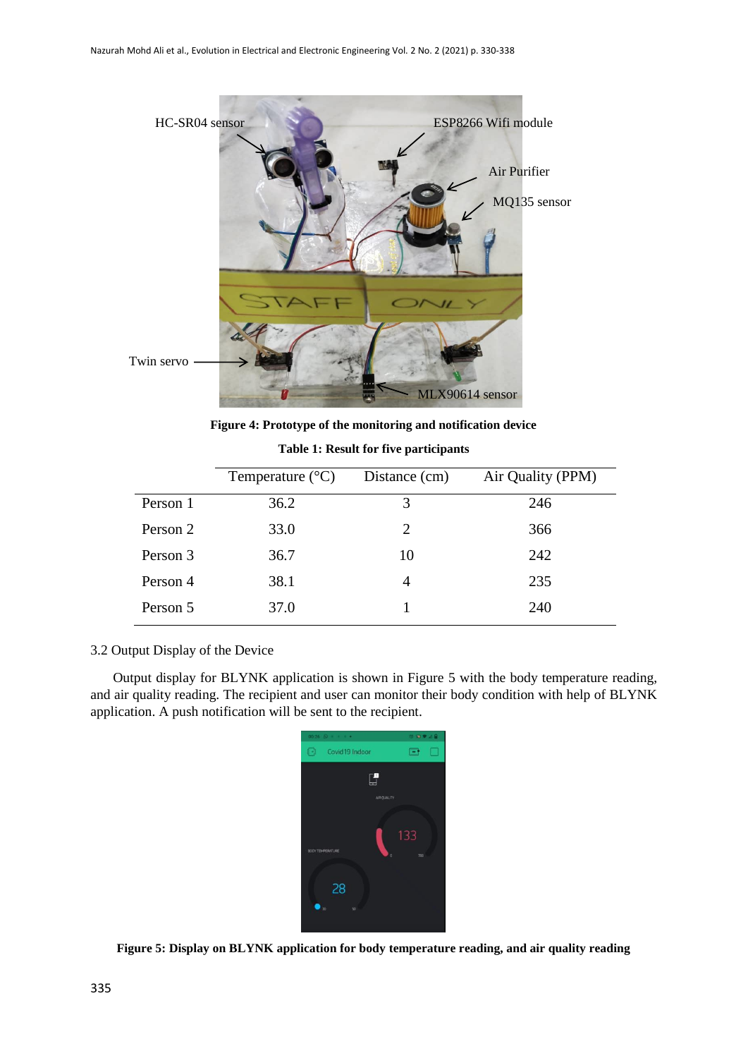Figure 4: Prototype of the monitoring and notification device

**Table 1: Result for five participants**

| | Temperature (°C) | Distance (cm) | Air Quality (PPM) |
|---|---|---|---|
| Person 1 | 36.2 | 3 | 246 |
| Person 2 | 33.0 | 2 | 366 |
| Person 3 | 36.7 | 10 | 242 |
| Person 4 | 38.1 | 4 | 235 |
| Person 5 | 37.0 | 1 | 240 |

### 3.2 Output Display of the Device

Output display for BLYNK application is shown in Figure 5 with the body temperature reading, and air quality reading. The recipient and user can monitor their body condition with help of BLYNK application. A push notification will be sent to the recipient.

**Figure 5: Display on BLYNK application for body temperature reading, and air quality reading**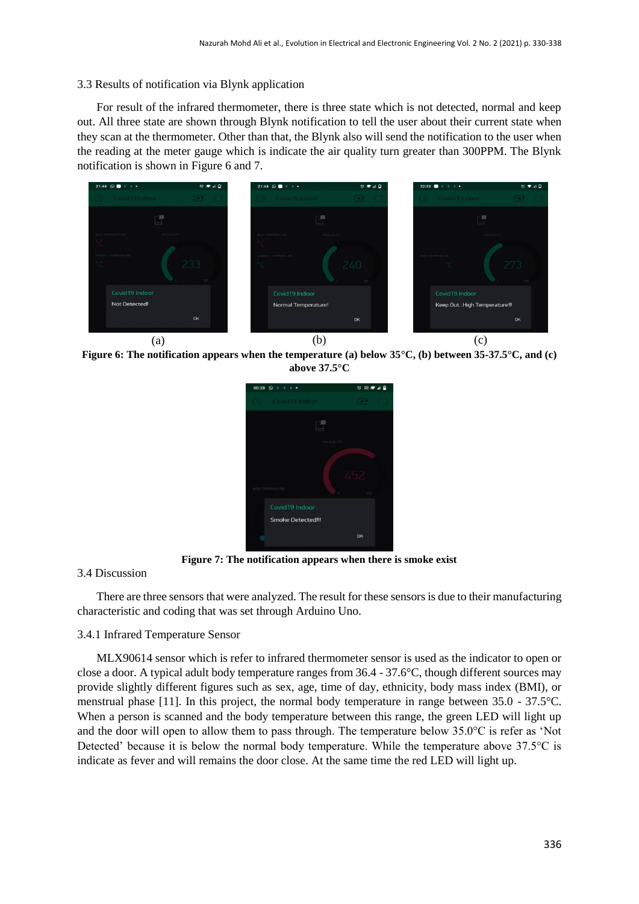### 3.3 Results of notification via Blynk application

For result of the infrared thermometer, there is three state which is not detected, normal and keep out. All three state are shown through Blynk notification to tell the user about their current state when they scan at the thermometer. Other than that, the Blynk also will send the notification to the user when the reading at the meter gauge which is indicate the air quality turn greater than 300PPM. The Blynk notification is shown in Figure 6 and 7.

(a) (b) (c)

**Figure 6: The notification appears when the temperature (a) below 35°C, (b) between 35-37.5°C, and (c) above 37.5°C**

**Figure 7: The notification appears when there is smoke exist**

### 3.4 Discussion

There are three sensors that were analyzed. The result for these sensors is due to their manufacturing characteristic and coding that was set through Arduino Uno.

#### 3.4.1 Infrared Temperature Sensor

MLX90614 sensor which is refer to infrared thermometer sensor is used as the indicator to open or close a door. A typical adult body temperature ranges from 36.4 - 37.6°C, though different sources may provide slightly different figures such as sex, age, time of day, ethnicity, body mass index (BMI), or menstrual phase [11]. In this project, the normal body temperature in range between 35.0 - 37.5°C. When a person is scanned and the body temperature between this range, the green LED will light up and the door will open to allow them to pass through. The temperature below 35.0°C is refer as 'Not Detected' because it is below the normal body temperature. While the temperature above 37.5°C is indicate as fever and will remains the door close. At the same time the red LED will light up.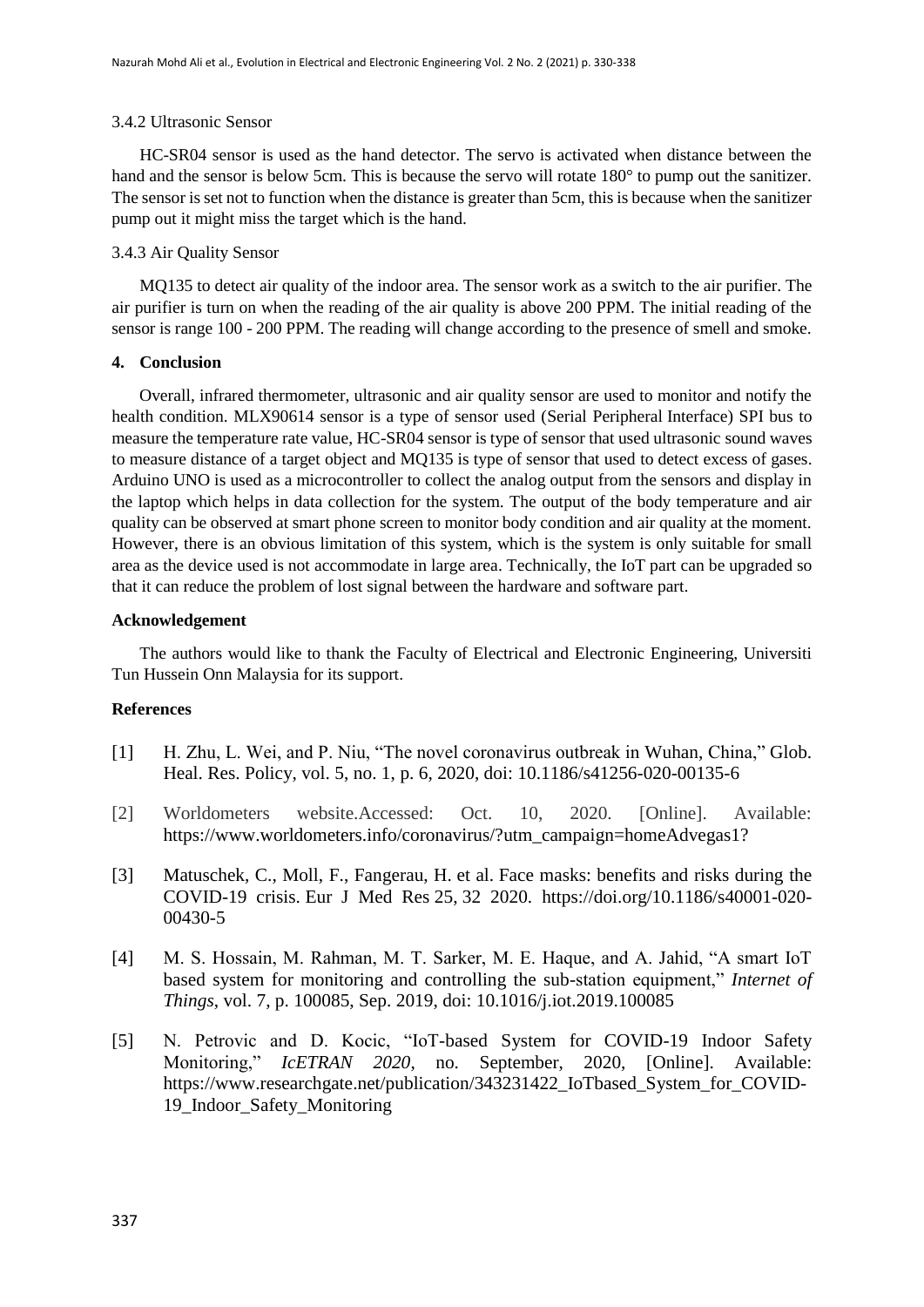### 3.4.2 Ultrasonic Sensor

HC-SR04 sensor is used as the hand detector. The servo is activated when distance between the hand and the sensor is below 5cm. This is because the servo will rotate 180° to pump out the sanitizer. The sensor is set not to function when the distance is greater than 5cm, this is because when the sanitizer pump out it might miss the target which is the hand.

### 3.4.3 Air Quality Sensor

MQ135 to detect air quality of the indoor area. The sensor work as a switch to the air purifier. The air purifier is turn on when the reading of the air quality is above 200 PPM. The initial reading of the sensor is range 100 - 200 PPM. The reading will change according to the presence of smell and smoke.

## 4. Conclusion

Overall, infrared thermometer, ultrasonic and air quality sensor are used to monitor and notify the health condition. MLX90614 sensor is a type of sensor used (Serial Peripheral Interface) SPI bus to measure the temperature rate value, HC-SR04 sensor is type of sensor that used ultrasonic sound waves to measure distance of a target object and MQ135 is type of sensor that used to detect excess of gases. Arduino UNO is used as a microcontroller to collect the analog output from the sensors and display in the laptop which helps in data collection for the system. The output of the body temperature and air quality can be observed at smart phone screen to monitor body condition and air quality at the moment. However, there is an obvious limitation of this system, which is the system is only suitable for small area as the device used is not accommodate in large area. Technically, the IoT part can be upgraded so that it can reduce the problem of lost signal between the hardware and software part.

## Acknowledgement

The authors would like to thank the Faculty of Electrical and Electronic Engineering, Universiti Tun Hussein Onn Malaysia for its support.

## References

[1] H. Zhu, L. Wei, and P. Niu, "The novel coronavirus outbreak in Wuhan, China," Glob. Heal. Res. Policy, vol. 5, no. 1, p. 6, 2020, doi: 10.1186/s41256-020-00135-6

[2] Worldometers website.Accessed: Oct. 10, 2020. [Online]. Available: https://www.worldometers.info/coronavirus/?utm_campaign=homeAdvegas1?

[3] Matuschek, C., Moll, F., Fangerau, H. et al. Face masks: benefits and risks during the COVID-19 crisis. Eur J Med Res 25, 32 2020. https://doi.org/10.1186/s40001-020-00430-5

[4] M. S. Hossain, M. Rahman, M. T. Sarker, M. E. Haque, and A. Jahid, "A smart IoT based system for monitoring and controlling the sub-station equipment," *Internet of Things*, vol. 7, p. 100085, Sep. 2019, doi: 10.1016/j.iot.2019.100085

[5] N. Petrovic and D. Kocic, "IoT-based System for COVID-19 Indoor Safety Monitoring," *IcETRAN 2020*, no. September, 2020, [Online]. Available: https://www.researchgate.net/publication/343231422_IoTbased_System_for_COVID-19_Indoor_Safety_Monitoring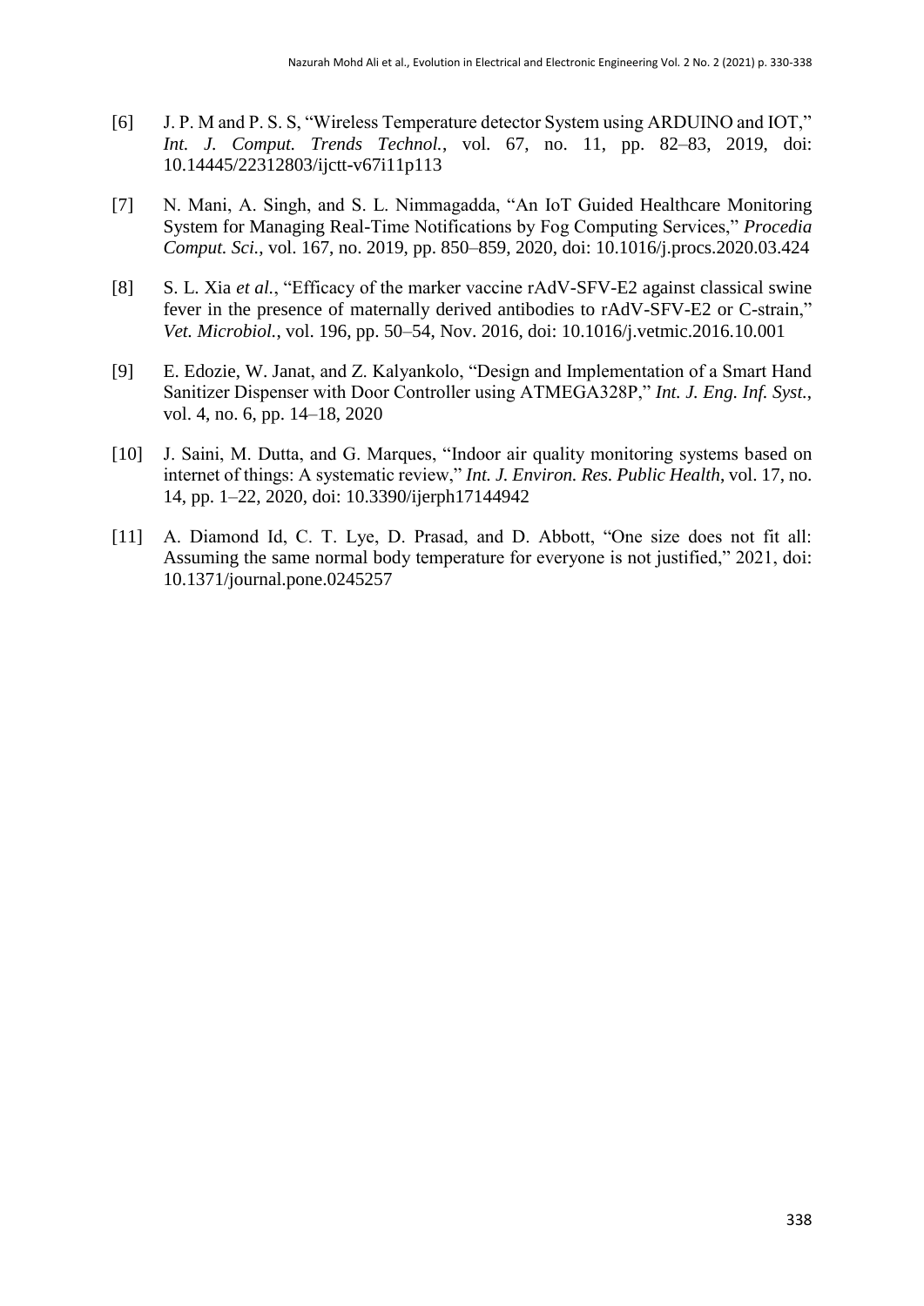[6] J. P. M and P. S. S, "Wireless Temperature detector System using ARDUINO and IOT," *Int. J. Comput. Trends Technol.*, vol. 67, no. 11, pp. 82–83, 2019, doi: 10.14445/22312803/ijctt-v67i11p113

[7] N. Mani, A. Singh, and S. L. Nimmagadda, "An IoT Guided Healthcare Monitoring System for Managing Real-Time Notifications by Fog Computing Services," *Procedia Comput. Sci.*, vol. 167, no. 2019, pp. 850–859, 2020, doi: 10.1016/j.procs.2020.03.424

[8] S. L. Xia *et al.*, "Efficacy of the marker vaccine rAdV-SFV-E2 against classical swine fever in the presence of maternally derived antibodies to rAdV-SFV-E2 or C-strain," *Vet. Microbiol.*, vol. 196, pp. 50–54, Nov. 2016, doi: 10.1016/j.vetmic.2016.10.001

[9] E. Edozie, W. Janat, and Z. Kalyankolo, "Design and Implementation of a Smart Hand Sanitizer Dispenser with Door Controller using ATMEGA328P," *Int. J. Eng. Inf. Syst.*, vol. 4, no. 6, pp. 14–18, 2020

[10] J. Saini, M. Dutta, and G. Marques, "Indoor air quality monitoring systems based on internet of things: A systematic review," *Int. J. Environ. Res. Public Health*, vol. 17, no. 14, pp. 1–22, 2020, doi: 10.3390/ijerph17144942

[11] A. Diamond Id, C. T. Lye, D. Prasad, and D. Abbott, "One size does not fit all: Assuming the same normal body temperature for everyone is not justified," 2021, doi: 10.1371/journal.pone.0245257